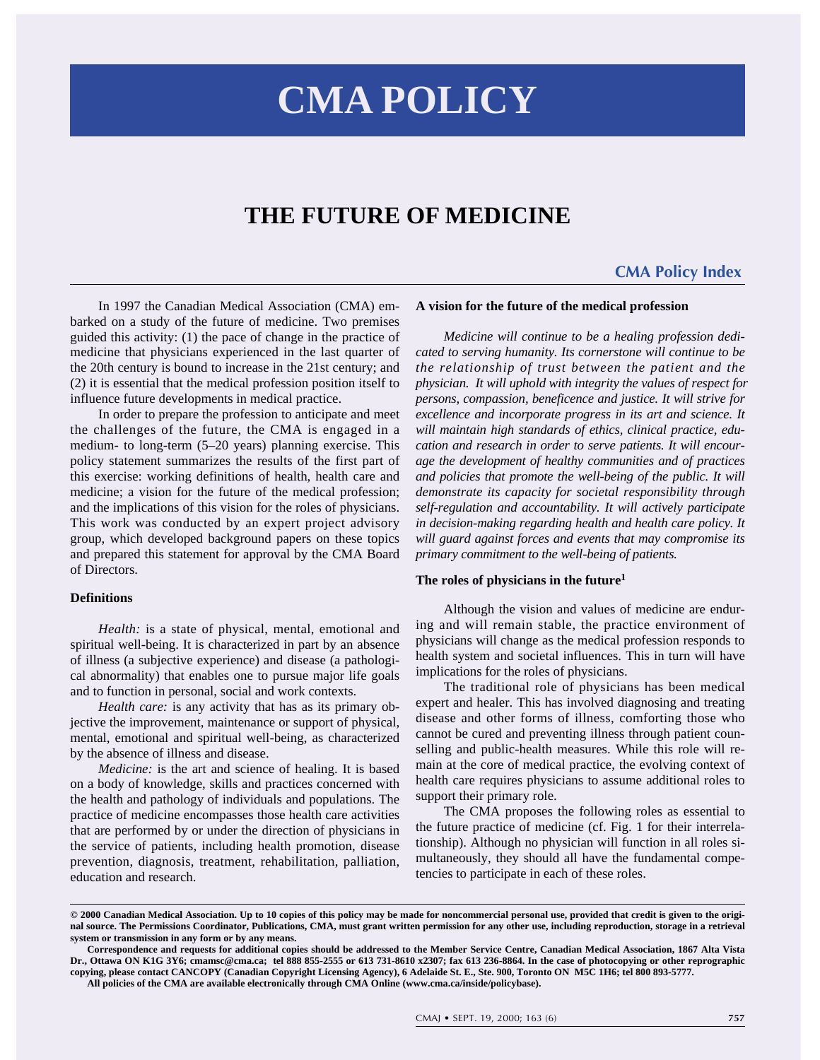# CMA POLICY

## THE FUTURE OF MEDICINE

**CMA Policy Index**

In 1997 the Canadian Medical Association (CMA) embarked on a study of the future of medicine. Two premises guided this activity: (1) the pace of change in the practice of medicine that physicians experienced in the last quarter of the 20th century is bound to increase in the 21st century; and (2) it is essential that the medical profession position itself to influence future developments in medical practice.

In order to prepare the profession to anticipate and meet the challenges of the future, the CMA is engaged in a medium- to long-term (5–20 years) planning exercise. This policy statement summarizes the results of the first part of this exercise: working definitions of health, health care and medicine; a vision for the future of the medical profession; and the implications of this vision for the roles of physicians. This work was conducted by an expert project advisory group, which developed background papers on these topics and prepared this statement for approval by the CMA Board of Directors.

### Definitions

*Health:* is a state of physical, mental, emotional and spiritual well-being. It is characterized in part by an absence of illness (a subjective experience) and disease (a pathological abnormality) that enables one to pursue major life goals and to function in personal, social and work contexts.

*Health care:* is any activity that has as its primary objective the improvement, maintenance or support of physical, mental, emotional and spiritual well-being, as characterized by the absence of illness and disease.

*Medicine:* is the art and science of healing. It is based on a body of knowledge, skills and practices concerned with the health and pathology of individuals and populations. The practice of medicine encompasses those health care activities that are performed by or under the direction of physicians in the service of patients, including health promotion, disease prevention, diagnosis, treatment, rehabilitation, palliation, education and research.

### A vision for the future of the medical profession

*Medicine will continue to be a healing profession dedicated to serving humanity. Its cornerstone will continue to be the relationship of trust between the patient and the physician. It will uphold with integrity the values of respect for persons, compassion, beneficence and justice. It will strive for excellence and incorporate progress in its art and science. It will maintain high standards of ethics, clinical practice, education and research in order to serve patients. It will encourage the development of healthy communities and of practices and policies that promote the well-being of the public. It will demonstrate its capacity for societal responsibility through self-regulation and accountability. It will actively participate in decision-making regarding health and health care policy. It will guard against forces and events that may compromise its primary commitment to the well-being of patients.*

### The roles of physicians in the future[1]

Although the vision and values of medicine are enduring and will remain stable, the practice environment of physicians will change as the medical profession responds to health system and societal influences. This in turn will have implications for the roles of physicians.

The traditional role of physicians has been medical expert and healer. This has involved diagnosing and treating disease and other forms of illness, comforting those who cannot be cured and preventing illness through patient counselling and public-health measures. While this role will remain at the core of medical practice, the evolving context of health care requires physicians to assume additional roles to support their primary role.

The CMA proposes the following roles as essential to the future practice of medicine (cf. Fig. 1 for their interrelationship). Although no physician will function in all roles simultaneously, they should all have the fundamental competencies to participate in each of these roles.

**© 2000 Canadian Medical Association. Up to 10 copies of this policy may be made for noncommercial personal use, provided that credit is given to the original source. The Permissions Coordinator, Publications, CMA, must grant written permission for any other use, including reproduction, storage in a retrieval system or transmission in any form or by any means.**

**Correspondence and requests for additional copies should be addressed to the Member Service Centre, Canadian Medical Association, 1867 Alta Vista Dr., Ottawa ON K1G 3Y6; cmamsc@cma.ca; tel 888 855-2555 or 613 731-8610 x2307; fax 613 236-8864. In the case of photocopying or other reprographic copying, please contact CANCOPY (Canadian Copyright Licensing Agency), 6 Adelaide St. E., Ste. 900, Toronto ON M5C 1H6; tel 800 893-5777.**

**All policies of the CMA are available electronically through CMA Online (www.cma.ca/inside/policybase).**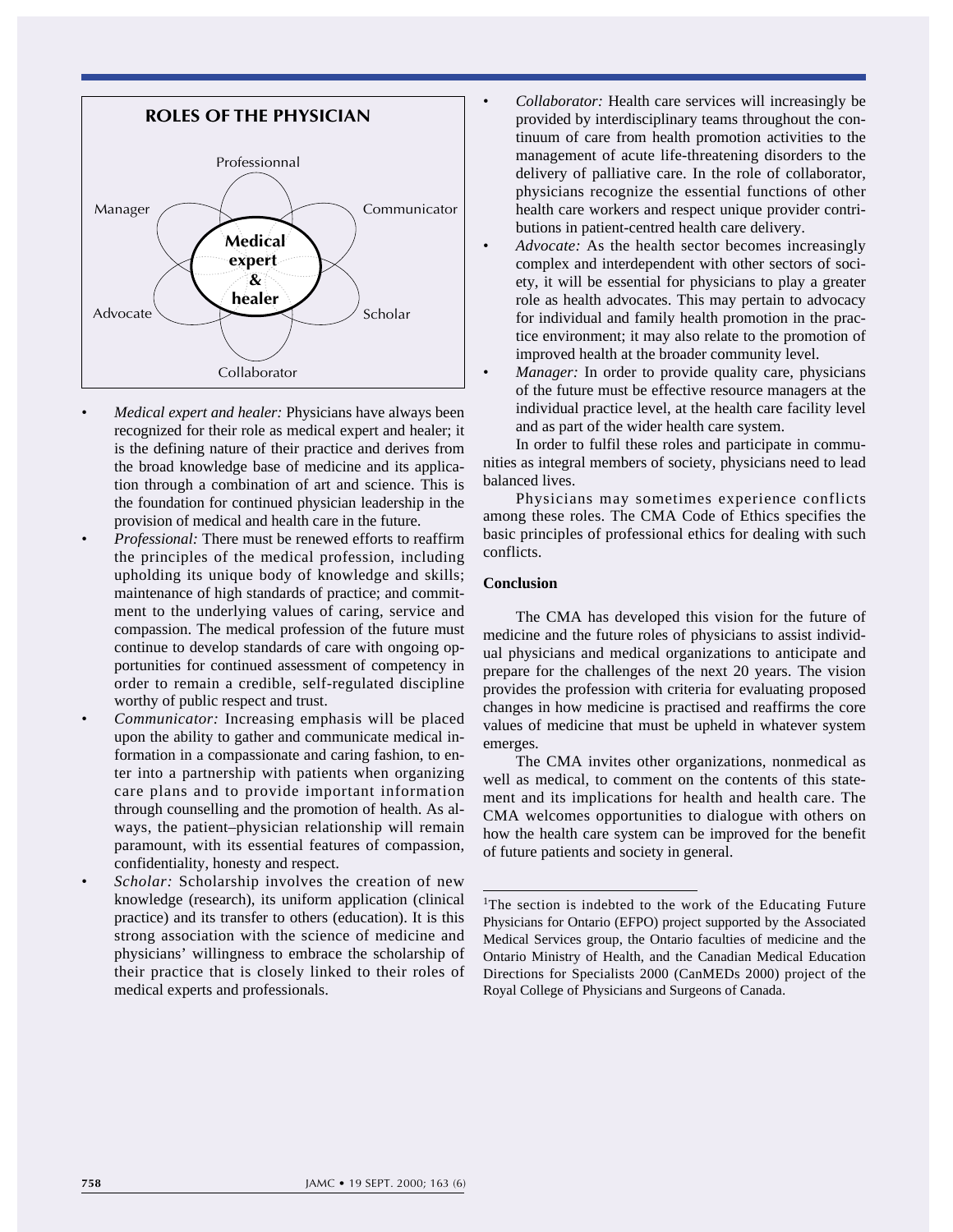**ROLES OF THE PHYSICIAN**

Professionnal

Manager

Communicator

Medical expert & healer

Advocate

Scholar

Collaborator

- *Medical expert and healer:* Physicians have always been recognized for their role as medical expert and healer; it is the defining nature of their practice and derives from the broad knowledge base of medicine and its application through a combination of art and science. This is the foundation for continued physician leadership in the provision of medical and health care in the future.
- *Professional:* There must be renewed efforts to reaffirm the principles of the medical profession, including upholding its unique body of knowledge and skills; maintenance of high standards of practice; and commitment to the underlying values of caring, service and compassion. The medical profession of the future must continue to develop standards of care with ongoing opportunities for continued assessment of competency in order to remain a credible, self-regulated discipline worthy of public respect and trust.
- *Communicator:* Increasing emphasis will be placed upon the ability to gather and communicate medical information in a compassionate and caring fashion, to enter into a partnership with patients when organizing care plans and to provide important information through counselling and the promotion of health. As always, the patient–physician relationship will remain paramount, with its essential features of compassion, confidentiality, honesty and respect.
- *Scholar:* Scholarship involves the creation of new knowledge (research), its uniform application (clinical practice) and its transfer to others (education). It is this strong association with the science of medicine and physicians' willingness to embrace the scholarship of their practice that is closely linked to their roles of medical experts and professionals.
- *Collaborator:* Health care services will increasingly be provided by interdisciplinary teams throughout the continuum of care from health promotion activities to the management of acute life-threatening disorders to the delivery of palliative care. In the role of collaborator, physicians recognize the essential functions of other health care workers and respect unique provider contributions in patient-centred health care delivery.
- *Advocate:* As the health sector becomes increasingly complex and interdependent with other sectors of society, it will be essential for physicians to play a greater role as health advocates. This may pertain to advocacy for individual and family health promotion in the practice environment; it may also relate to the promotion of improved health at the broader community level.
- *Manager:* In order to provide quality care, physicians of the future must be effective resource managers at the individual practice level, at the health care facility level and as part of the wider health care system.

In order to fulfil these roles and participate in communities as integral members of society, physicians need to lead balanced lives.

Physicians may sometimes experience conflicts among these roles. The CMA Code of Ethics specifies the basic principles of professional ethics for dealing with such conflicts.

## Conclusion

The CMA has developed this vision for the future of medicine and the future roles of physicians to assist individual physicians and medical organizations to anticipate and prepare for the challenges of the next 20 years. The vision provides the profession with criteria for evaluating proposed changes in how medicine is practised and reaffirms the core values of medicine that must be upheld in whatever system emerges.

The CMA invites other organizations, nonmedical as well as medical, to comment on the contents of this statement and its implications for health and health care. The CMA welcomes opportunities to dialogue with others on how the health care system can be improved for the benefit of future patients and society in general.

---

[1]The section is indebted to the work of the Educating Future Physicians for Ontario (EFPO) project supported by the Associated Medical Services group, the Ontario faculties of medicine and the Ontario Ministry of Health, and the Canadian Medical Education Directions for Specialists 2000 (CanMEDs 2000) project of the Royal College of Physicians and Surgeons of Canada.